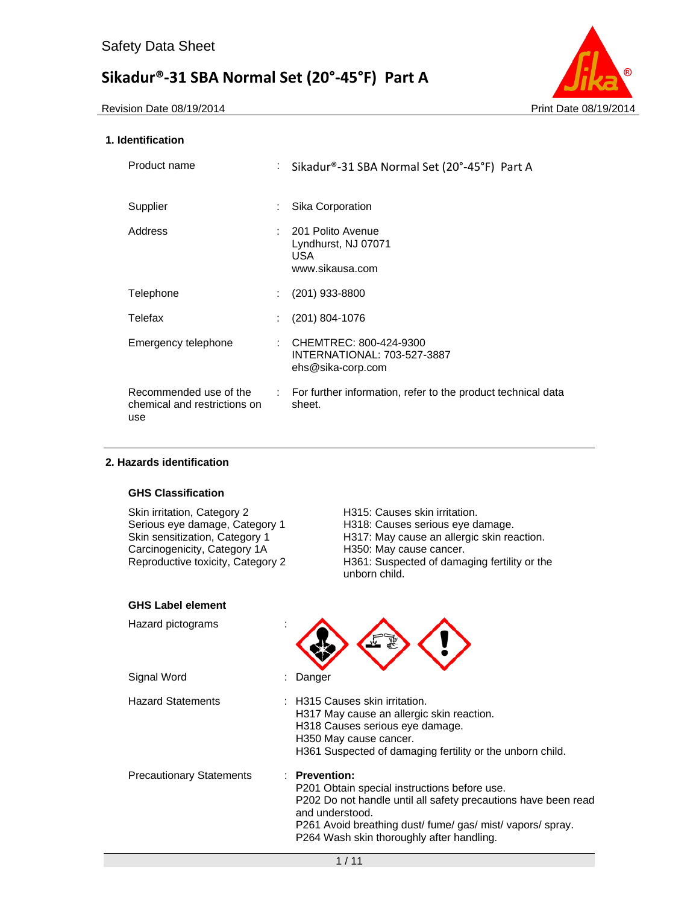Safety Data Sheet

# Sikadur®-31 SBA Normal Set (20°-45°F) Part A

Revision Date 08/19/2014 | Print Date 08/19/2014

## 1. Identification

| | | |
|---|---|---|
| Product name | : | Sikadur®-31 SBA Normal Set (20°-45°F) Part A |
| Supplier | : | Sika Corporation |
| Address | : | 201 Polito Avenue<br>Lyndhurst, NJ 07071<br>USA<br>www.sikausa.com |
| Telephone | : | (201) 933-8800 |
| Telefax | : | (201) 804-1076 |
| Emergency telephone | : | CHEMTREC: 800-424-9300<br>INTERNATIONAL: 703-527-3887<br>ehs@sika-corp.com |
| Recommended use of the chemical and restrictions on use | : | For further information, refer to the product technical data sheet. |

## 2. Hazards identification

### GHS Classification

| | |
|---|---|
| Skin irritation, Category 2 | H315: Causes skin irritation. |
| Serious eye damage, Category 1 | H318: Causes serious eye damage. |
| Skin sensitization, Category 1 | H317: May cause an allergic skin reaction. |
| Carcinogenicity, Category 1A | H350: May cause cancer. |
| Reproductive toxicity, Category 2 | H361: Suspected of damaging fertility or the unborn child. |

### GHS Label element

Hazard pictograms :

Signal Word : Danger

Hazard Statements :
H315 Causes skin irritation.
H317 May cause an allergic skin reaction.
H318 Causes serious eye damage.
H350 May cause cancer.
H361 Suspected of damaging fertility or the unborn child.

Precautionary Statements :
**Prevention:**
P201 Obtain special instructions before use.
P202 Do not handle until all safety precautions have been read and understood.
P261 Avoid breathing dust/ fume/ gas/ mist/ vapors/ spray.
P264 Wash skin thoroughly after handling.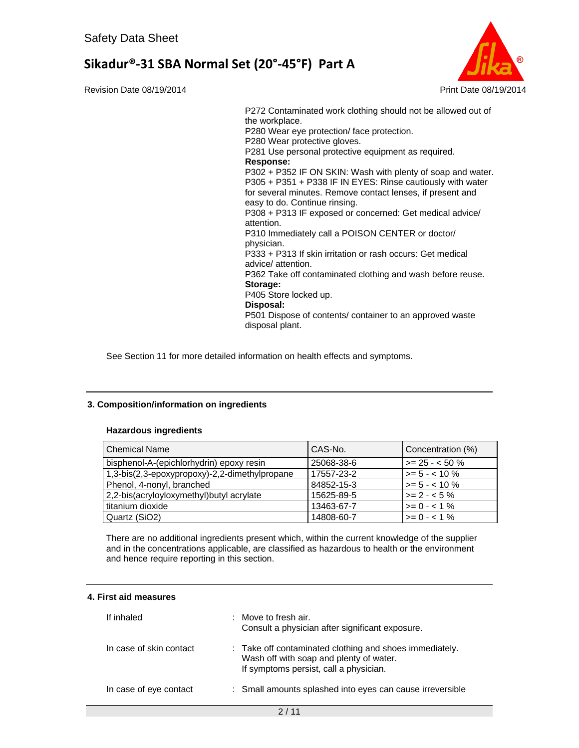P272 Contaminated work clothing should not be allowed out of the workplace.
P280 Wear eye protection/ face protection.
P280 Wear protective gloves.
P281 Use personal protective equipment as required.

**Response:**

P302 + P352 IF ON SKIN: Wash with plenty of soap and water.
P305 + P351 + P338 IF IN EYES: Rinse cautiously with water for several minutes. Remove contact lenses, if present and easy to do. Continue rinsing.
P308 + P313 IF exposed or concerned: Get medical advice/ attention.
P310 Immediately call a POISON CENTER or doctor/ physician.
P333 + P313 If skin irritation or rash occurs: Get medical advice/ attention.
P362 Take off contaminated clothing and wash before reuse.

**Storage:**

P405 Store locked up.

**Disposal:**

P501 Dispose of contents/ container to an approved waste disposal plant.

See Section 11 for more detailed information on health effects and symptoms.

## 3. Composition/information on ingredients

**Hazardous ingredients**

| Chemical Name | CAS-No. | Concentration (%) |
|---|---|---|
| bisphenol-A-(epichlorhydrin) epoxy resin | 25068-38-6 | >= 25 - < 50 % |
| 1,3-bis(2,3-epoxypropoxy)-2,2-dimethylpropane | 17557-23-2 | >= 5 - < 10 % |
| Phenol, 4-nonyl, branched | 84852-15-3 | >= 5 - < 10 % |
| 2,2-bis(acryloyloxymethyl)butyl acrylate | 15625-89-5 | >= 2 - < 5 % |
| titanium dioxide | 13463-67-7 | >= 0 - < 1 % |
| Quartz (SiO2) | 14808-60-7 | >= 0 - < 1 % |

There are no additional ingredients present which, within the current knowledge of the supplier and in the concentrations applicable, are classified as hazardous to health or the environment and hence require reporting in this section.

## 4. First aid measures

| | |
|---|---|
| If inhaled | : Move to fresh air. Consult a physician after significant exposure. |
| In case of skin contact | : Take off contaminated clothing and shoes immediately. Wash off with soap and plenty of water. If symptoms persist, call a physician. |
| In case of eye contact | : Small amounts splashed into eyes can cause irreversible |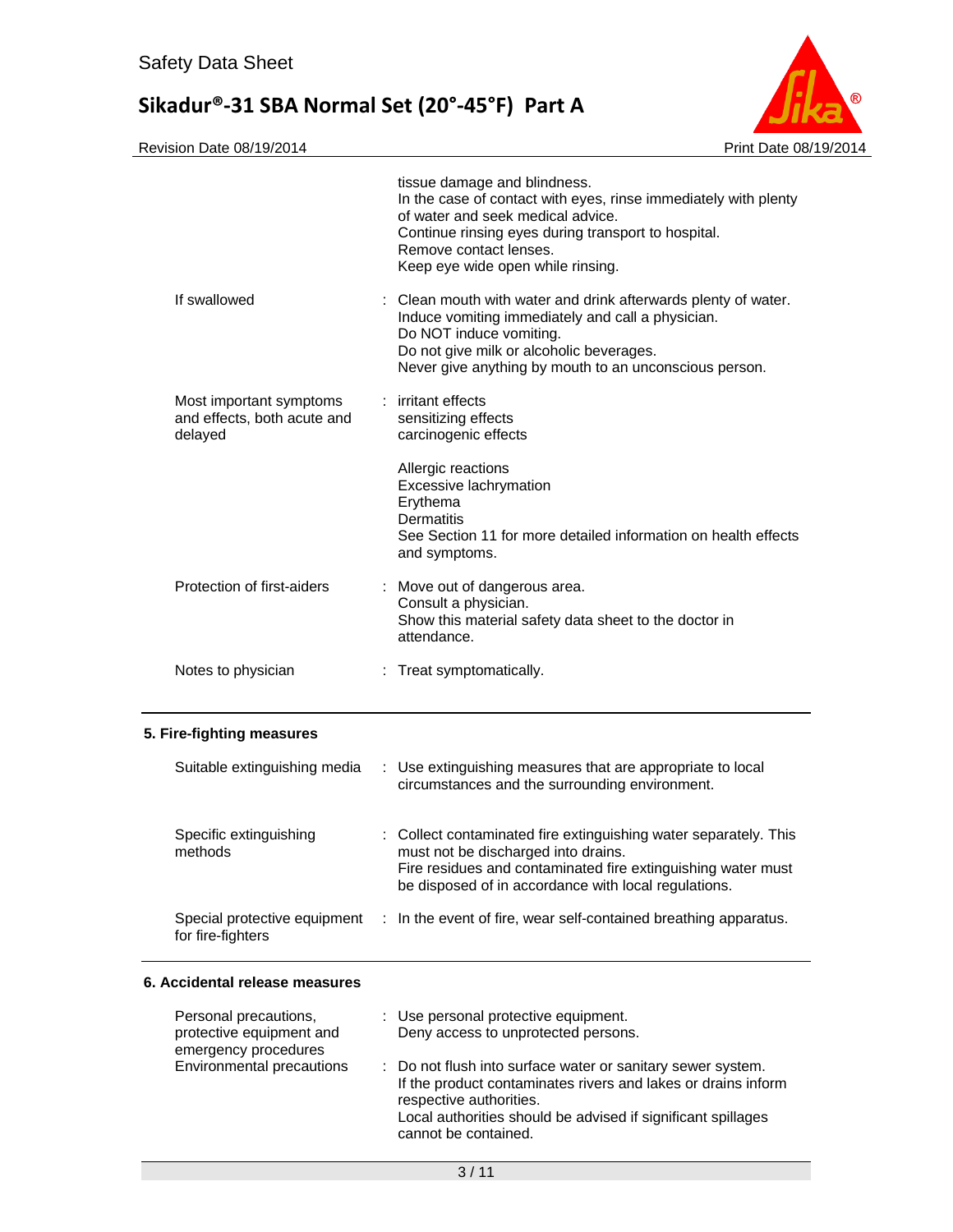| | | |
|---|---|---|
| | | tissue damage and blindness.<br>In the case of contact with eyes, rinse immediately with plenty of water and seek medical advice.<br>Continue rinsing eyes during transport to hospital.<br>Remove contact lenses.<br>Keep eye wide open while rinsing. |
| If swallowed | : | Clean mouth with water and drink afterwards plenty of water.<br>Induce vomiting immediately and call a physician.<br>Do NOT induce vomiting.<br>Do not give milk or alcoholic beverages.<br>Never give anything by mouth to an unconscious person. |
| Most important symptoms and effects, both acute and delayed | : | irritant effects<br>sensitizing effects<br>carcinogenic effects<br><br>Allergic reactions<br>Excessive lachrymation<br>Erythema<br>Dermatitis<br>See Section 11 for more detailed information on health effects and symptoms. |
| Protection of first-aiders | : | Move out of dangerous area.<br>Consult a physician.<br>Show this material safety data sheet to the doctor in attendance. |
| Notes to physician | : | Treat symptomatically. |

## 5. Fire-fighting measures

| | | |
|---|---|---|
| Suitable extinguishing media | : | Use extinguishing measures that are appropriate to local circumstances and the surrounding environment. |
| Specific extinguishing methods | : | Collect contaminated fire extinguishing water separately. This must not be discharged into drains.<br>Fire residues and contaminated fire extinguishing water must be disposed of in accordance with local regulations. |
| Special protective equipment for fire-fighters | : | In the event of fire, wear self-contained breathing apparatus. |

## 6. Accidental release measures

| | | |
|---|---|---|
| Personal precautions, protective equipment and emergency procedures | : | Use personal protective equipment.<br>Deny access to unprotected persons. |
| Environmental precautions | : | Do not flush into surface water or sanitary sewer system.<br>If the product contaminates rivers and lakes or drains inform respective authorities.<br>Local authorities should be advised if significant spillages cannot be contained. |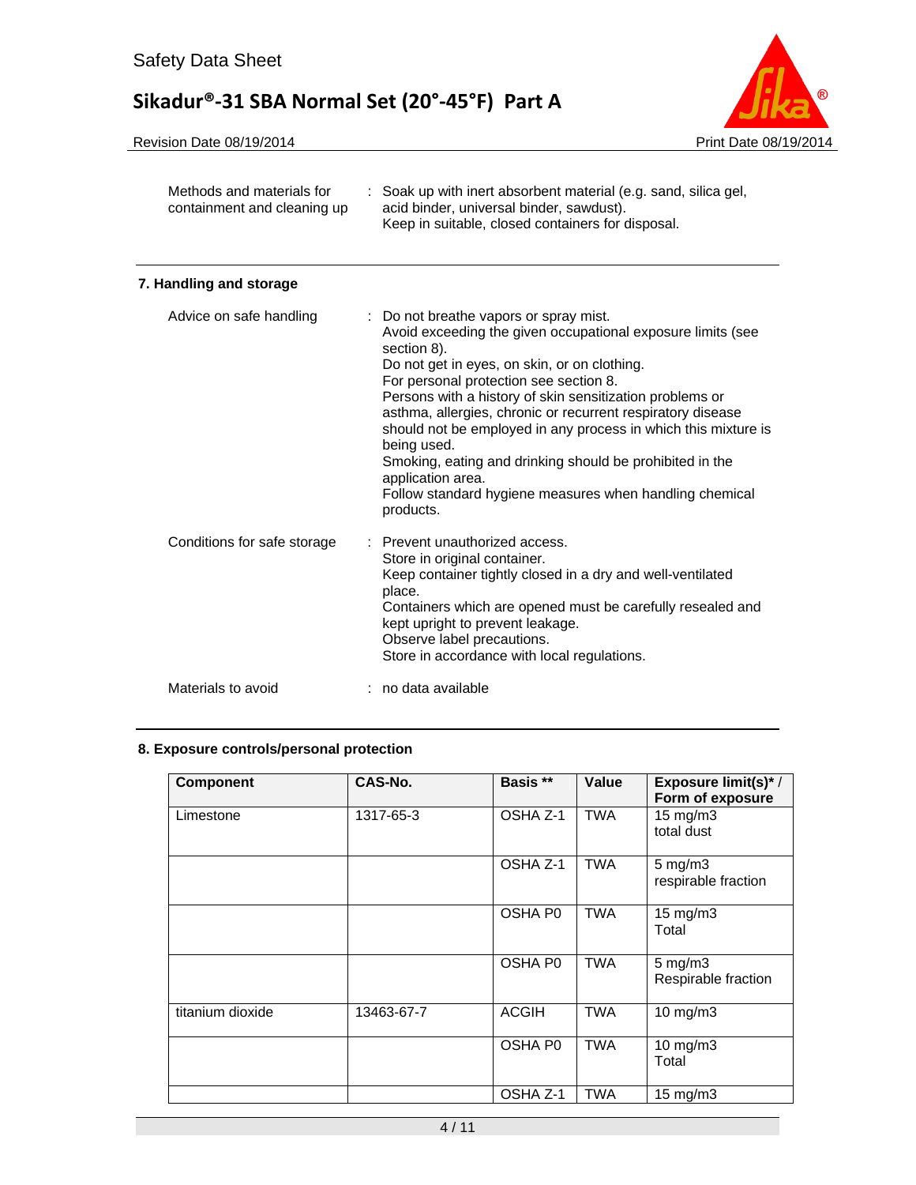| | |
|---|---|
| Methods and materials for containment and cleaning up | : Soak up with inert absorbent material (e.g. sand, silica gel, acid binder, universal binder, sawdust).<br>Keep in suitable, closed containers for disposal. |

## 7. Handling and storage

| | |
|---|---|
| Advice on safe handling | : Do not breathe vapors or spray mist.<br>Avoid exceeding the given occupational exposure limits (see section 8).<br>Do not get in eyes, on skin, or on clothing.<br>For personal protection see section 8.<br>Persons with a history of skin sensitization problems or asthma, allergies, chronic or recurrent respiratory disease should not be employed in any process in which this mixture is being used.<br>Smoking, eating and drinking should be prohibited in the application area.<br>Follow standard hygiene measures when handling chemical products. |
| Conditions for safe storage | : Prevent unauthorized access.<br>Store in original container.<br>Keep container tightly closed in a dry and well-ventilated place.<br>Containers which are opened must be carefully resealed and kept upright to prevent leakage.<br>Observe label precautions.<br>Store in accordance with local regulations. |
| Materials to avoid | : no data available |

## 8. Exposure controls/personal protection

| Component | CAS-No. | Basis ** | Value | Exposure limit(s)* / Form of exposure |
|---|---|---|---|---|
| Limestone | 1317-65-3 | OSHA Z-1 | TWA | 15 mg/m3<br>total dust |
| | | OSHA Z-1 | TWA | 5 mg/m3<br>respirable fraction |
| | | OSHA P0 | TWA | 15 mg/m3<br>Total |
| | | OSHA P0 | TWA | 5 mg/m3<br>Respirable fraction |
| titanium dioxide | 13463-67-7 | ACGIH | TWA | 10 mg/m3 |
| | | OSHA P0 | TWA | 10 mg/m3<br>Total |
| | | OSHA Z-1 | TWA | 15 mg/m3 |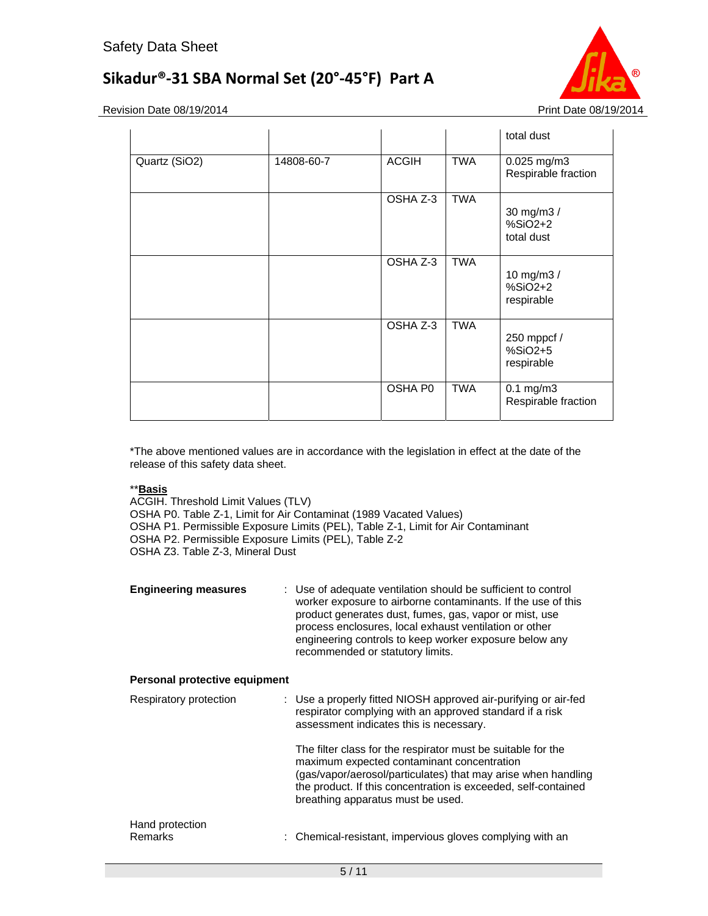| | | | | total dust |
|---|---|---|---|---|
| Quartz ($SiO_2$) | 14808-60-7 | ACGIH | TWA | 0.025 mg/m3 Respirable fraction |
| | | OSHA Z-3 | TWA | 30 mg/m3 / %SiO2+2 total dust |
| | | OSHA Z-3 | TWA | 10 mg/m3 / %SiO2+2 respirable |
| | | OSHA Z-3 | TWA | 250 mppcf / %SiO2+5 respirable |
| | | OSHA P0 | TWA | 0.1 mg/m3 Respirable fraction |

*The above mentioned values are in accordance with the legislation in effect at the date of the release of this safety data sheet.

**Basis**
ACGIH. Threshold Limit Values (TLV)
OSHA P0. Table Z-1, Limit for Air Contaminat (1989 Vacated Values)
OSHA P1. Permissible Exposure Limits (PEL), Table Z-1, Limit for Air Contaminant
OSHA P2. Permissible Exposure Limits (PEL), Table Z-2
OSHA Z3. Table Z-3, Mineral Dust

**Engineering measures** : Use of adequate ventilation should be sufficient to control worker exposure to airborne contaminants. If the use of this product generates dust, fumes, gas, vapor or mist, use process enclosures, local exhaust ventilation or other engineering controls to keep worker exposure below any recommended or statutory limits.

**Personal protective equipment**

Respiratory protection : Use a properly fitted NIOSH approved air-purifying or air-fed respirator complying with an approved standard if a risk assessment indicates this is necessary.

The filter class for the respirator must be suitable for the maximum expected contaminant concentration (gas/vapor/aerosol/particulates) that may arise when handling the product. If this concentration is exceeded, self-contained breathing apparatus must be used.

Hand protection
Remarks : Chemical-resistant, impervious gloves complying with an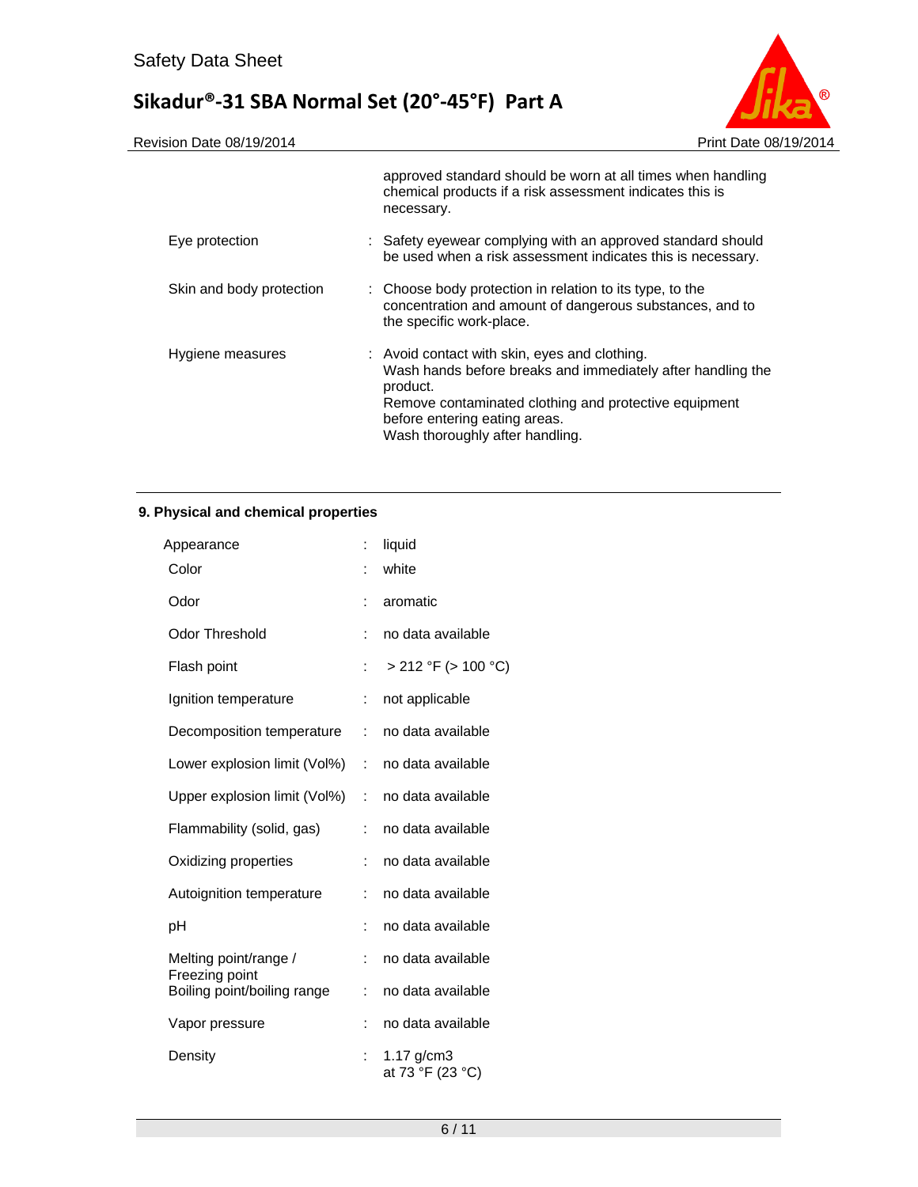| | | |
|---|---|---|
| | | approved standard should be worn at all times when handling chemical products if a risk assessment indicates this is necessary. |
| Eye protection | : | Safety eyewear complying with an approved standard should be used when a risk assessment indicates this is necessary. |
| Skin and body protection | : | Choose body protection in relation to its type, to the concentration and amount of dangerous substances, and to the specific work-place. |
| Hygiene measures | : | Avoid contact with skin, eyes and clothing.<br>Wash hands before breaks and immediately after handling the product.<br>Remove contaminated clothing and protective equipment before entering eating areas.<br>Wash thoroughly after handling. |

## 9. Physical and chemical properties

| | | |
|---|---|---|
| Appearance | : | liquid |
| Color | : | white |
| Odor | : | aromatic |
| Odor Threshold | : | no data available |
| Flash point | : | > 212 °F (> 100 °C) |
| Ignition temperature | : | not applicable |
| Decomposition temperature | : | no data available |
| Lower explosion limit (Vol%) | : | no data available |
| Upper explosion limit (Vol%) | : | no data available |
| Flammability (solid, gas) | : | no data available |
| Oxidizing properties | : | no data available |
| Autoignition temperature | : | no data available |
| pH | : | no data available |
| Melting point/range / Freezing point | : | no data available |
| Boiling point/boiling range | : | no data available |
| Vapor pressure | : | no data available |
| Density | : | 1.17 g/cm3<br>at 73 °F (23 °C) |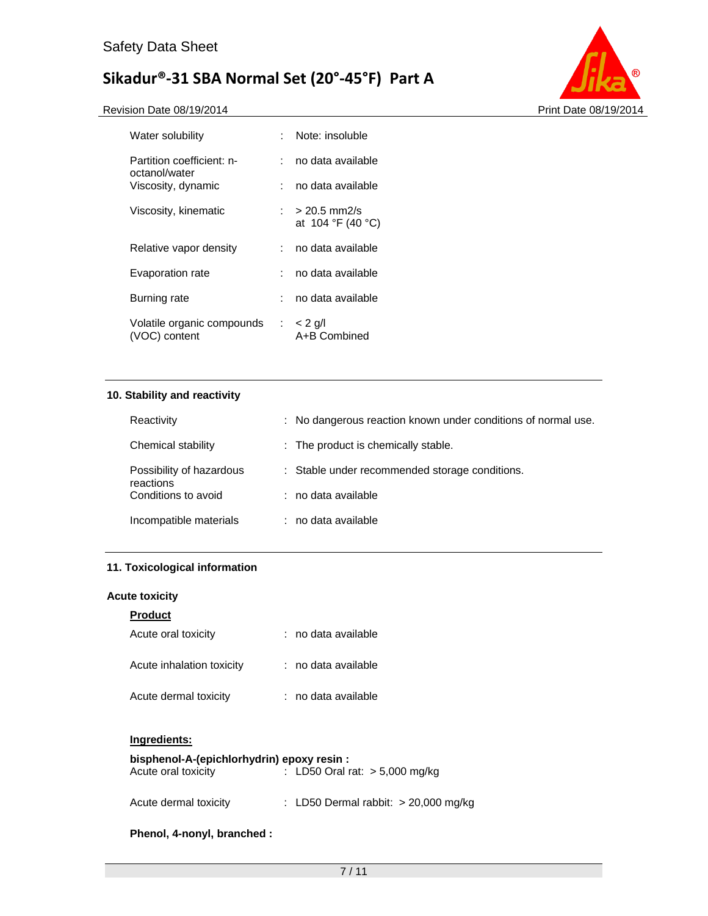| | | |
|---|---|---|
| Water solubility | : | Note: insoluble |
| Partition coefficient: n-octanol/water | : | no data available |
| Viscosity, dynamic | : | no data available |
| Viscosity, kinematic | : | > 20.5 mm2/s<br>at 104 °F (40 °C) |
| Relative vapor density | : | no data available |
| Evaporation rate | : | no data available |
| Burning rate | : | no data available |
| Volatile organic compounds (VOC) content | : | < 2 g/l<br>A+B Combined |

## 10. Stability and reactivity

| | | |
|---|---|---|
| Reactivity | : | No dangerous reaction known under conditions of normal use. |
| Chemical stability | : | The product is chemically stable. |
| Possibility of hazardous reactions | : | Stable under recommended storage conditions. |
| Conditions to avoid | : | no data available |
| Incompatible materials | : | no data available |

## 11. Toxicological information

### Acute toxicity

**Product**

| | | |
|---|---|---|
| Acute oral toxicity | : | no data available |
| Acute inhalation toxicity | : | no data available |
| Acute dermal toxicity | : | no data available |

**Ingredients:**

**bisphenol-A-(epichlorhydrin) epoxy resin :**

| | | |
|---|---|---|
| Acute oral toxicity | : | LD50 Oral rat: > 5,000 mg/kg |
| Acute dermal toxicity | : | LD50 Dermal rabbit: > 20,000 mg/kg |

**Phenol, 4-nonyl, branched :**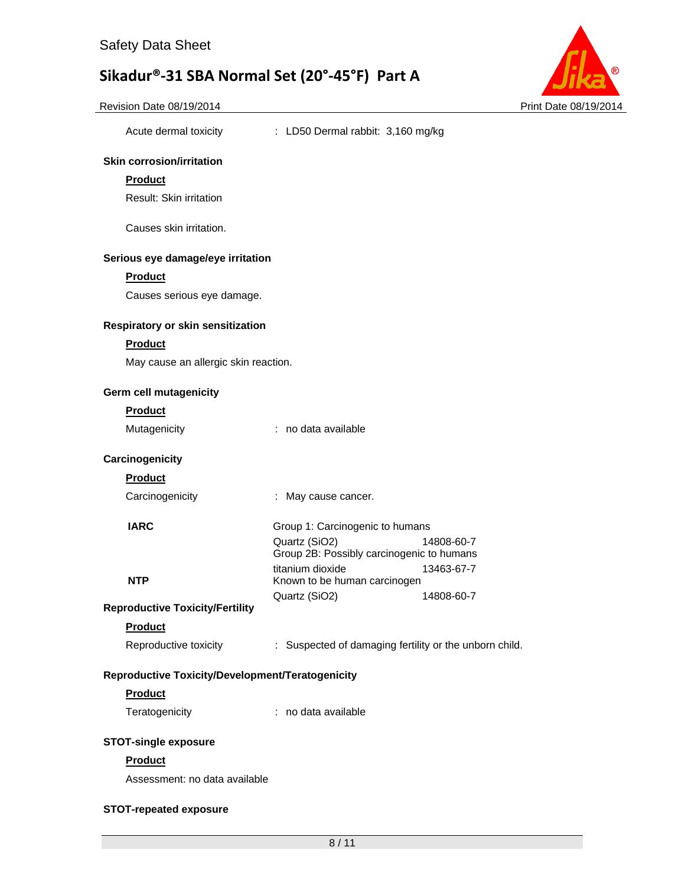Acute dermal toxicity : LD50 Dermal rabbit: 3,160 mg/kg

**Skin corrosion/irritation**

**Product**

Result: Skin irritation

Causes skin irritation.

**Serious eye damage/eye irritation**

**Product**

Causes serious eye damage.

**Respiratory or skin sensitization**

**Product**

May cause an allergic skin reaction.

**Germ cell mutagenicity**

**Product**

Mutagenicity : no data available

**Carcinogenicity**

**Product**

Carcinogenicity : May cause cancer.

| | | |
|---|---|---|
| **IARC** | Group 1: Carcinogenic to humans | |
| | Quartz ($SiO_2$) | 14808-60-7 |
| | Group 2B: Possibly carcinogenic to humans | |
| | titanium dioxide | 13463-67-7 |
| **NTP** | Known to be human carcinogen | |
| | Quartz ($SiO_2$) | 14808-60-7 |

**Reproductive Toxicity/Fertility**

**Product**

Reproductive toxicity : Suspected of damaging fertility or the unborn child.

**Reproductive Toxicity/Development/Teratogenicity**

**Product**

Teratogenicity : no data available

**STOT-single exposure**

**Product**

Assessment: no data available

**STOT-repeated exposure**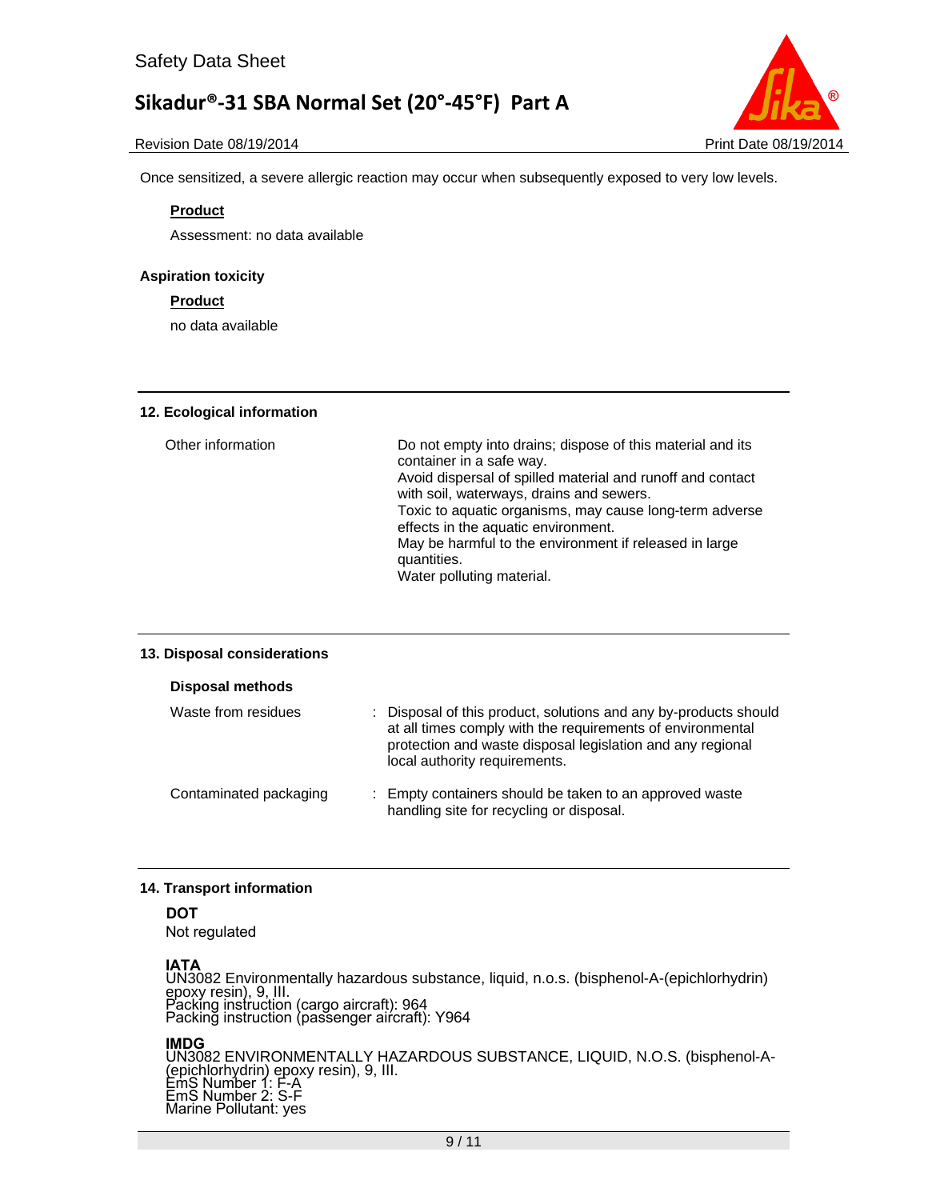Once sensitized, a severe allergic reaction may occur when subsequently exposed to very low levels.

**Product**

Assessment: no data available

**Aspiration toxicity**

**Product**

no data available

## 12. Ecological information

| | |
|---|---|
| Other information | Do not empty into drains; dispose of this material and its container in a safe way.<br>Avoid dispersal of spilled material and runoff and contact with soil, waterways, drains and sewers.<br>Toxic to aquatic organisms, may cause long-term adverse effects in the aquatic environment.<br>May be harmful to the environment if released in large quantities.<br>Water polluting material. |

## 13. Disposal considerations

**Disposal methods**

| | |
|---|---|
| Waste from residues | : Disposal of this product, solutions and any by-products should at all times comply with the requirements of environmental protection and waste disposal legislation and any regional local authority requirements. |
| Contaminated packaging | : Empty containers should be taken to an approved waste handling site for recycling or disposal. |

## 14. Transport information

**DOT**

Not regulated

**IATA**

UN3082 Environmentally hazardous substance, liquid, n.o.s. (bisphenol-A-(epichlorhydrin) epoxy resin), 9, III.
Packing instruction (cargo aircraft): 964
Packing instruction (passenger aircraft): Y964

**IMDG**

UN3082 ENVIRONMENTALLY HAZARDOUS SUBSTANCE, LIQUID, N.O.S. (bisphenol-A-(epichlorhydrin) epoxy resin), 9, III.
EmS Number 1: F-A
EmS Number 2: S-F
Marine Pollutant: yes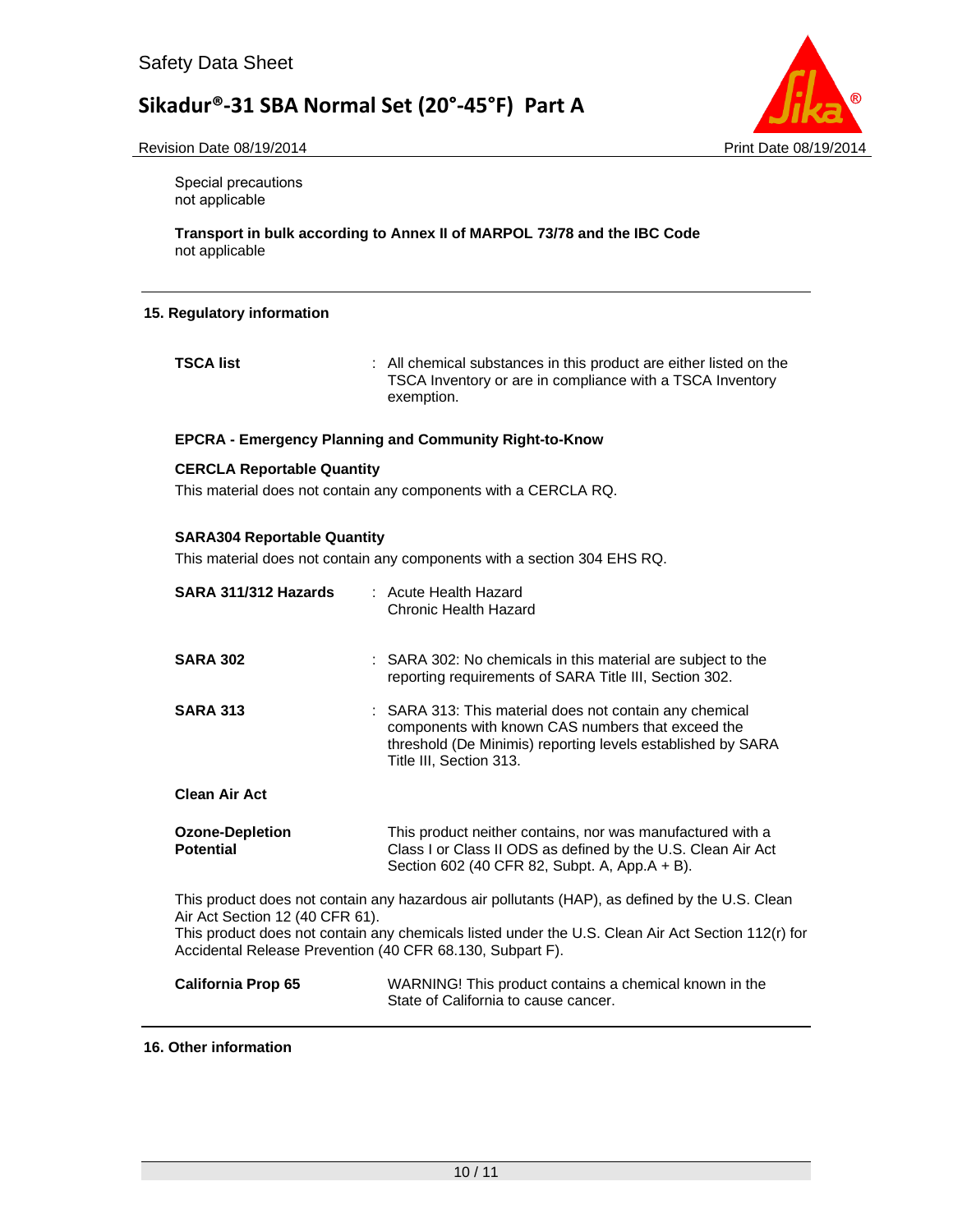Special precautions
not applicable

**Transport in bulk according to Annex II of MARPOL 73/78 and the IBC Code**
not applicable

## 15. Regulatory information

**TSCA list** : All chemical substances in this product are either listed on the TSCA Inventory or are in compliance with a TSCA Inventory exemption.

**EPCRA - Emergency Planning and Community Right-to-Know**

**CERCLA Reportable Quantity**
This material does not contain any components with a CERCLA RQ.

**SARA304 Reportable Quantity**
This material does not contain any components with a section 304 EHS RQ.

**SARA 311/312 Hazards** : Acute Health Hazard
Chronic Health Hazard

**SARA 302** : SARA 302: No chemicals in this material are subject to the reporting requirements of SARA Title III, Section 302.

**SARA 313** : SARA 313: This material does not contain any chemical components with known CAS numbers that exceed the threshold (De Minimis) reporting levels established by SARA Title III, Section 313.

**Clean Air Act**

**Ozone-Depletion Potential** This product neither contains, nor was manufactured with a Class I or Class II ODS as defined by the U.S. Clean Air Act Section 602 (40 CFR 82, Subpt. A, App.A + B).

This product does not contain any hazardous air pollutants (HAP), as defined by the U.S. Clean Air Act Section 12 (40 CFR 61).
This product does not contain any chemicals listed under the U.S. Clean Air Act Section 112(r) for Accidental Release Prevention (40 CFR 68.130, Subpart F).

**California Prop 65** WARNING! This product contains a chemical known in the State of California to cause cancer.

## 16. Other information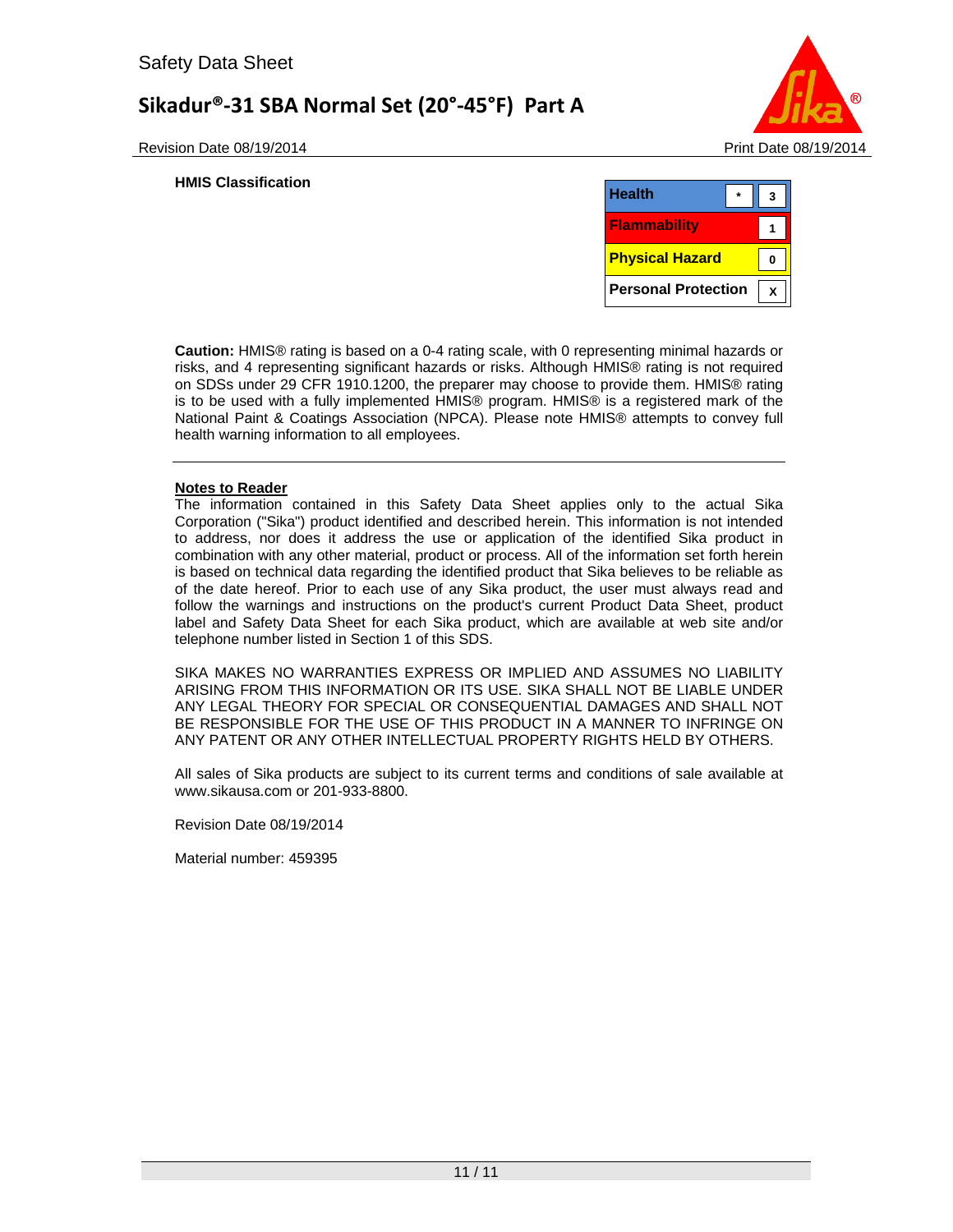**HMIS Classification**

| | | |
|---|---|---|
| Health | * | 3 |
| Flammability | | 1 |
| Physical Hazard | | 0 |
| Personal Protection | | X |

**Caution:** HMIS® rating is based on a 0-4 rating scale, with 0 representing minimal hazards or risks, and 4 representing significant hazards or risks. Although HMIS® rating is not required on SDSs under 29 CFR 1910.1200, the preparer may choose to provide them. HMIS® rating is to be used with a fully implemented HMIS® program. HMIS® is a registered mark of the National Paint & Coatings Association (NPCA). Please note HMIS® attempts to convey full health warning information to all employees.

---

**Notes to Reader**

The information contained in this Safety Data Sheet applies only to the actual Sika Corporation ("Sika") product identified and described herein. This information is not intended to address, nor does it address the use or application of the identified Sika product in combination with any other material, product or process. All of the information set forth herein is based on technical data regarding the identified product that Sika believes to be reliable as of the date hereof. Prior to each use of any Sika product, the user must always read and follow the warnings and instructions on the product's current Product Data Sheet, product label and Safety Data Sheet for each Sika product, which are available at web site and/or telephone number listed in Section 1 of this SDS.

SIKA MAKES NO WARRANTIES EXPRESS OR IMPLIED AND ASSUMES NO LIABILITY ARISING FROM THIS INFORMATION OR ITS USE. SIKA SHALL NOT BE LIABLE UNDER ANY LEGAL THEORY FOR SPECIAL OR CONSEQUENTIAL DAMAGES AND SHALL NOT BE RESPONSIBLE FOR THE USE OF THIS PRODUCT IN A MANNER TO INFRINGE ON ANY PATENT OR ANY OTHER INTELLECTUAL PROPERTY RIGHTS HELD BY OTHERS.

All sales of Sika products are subject to its current terms and conditions of sale available at www.sikausa.com or 201-933-8800.

Revision Date 08/19/2014

Material number: 459395